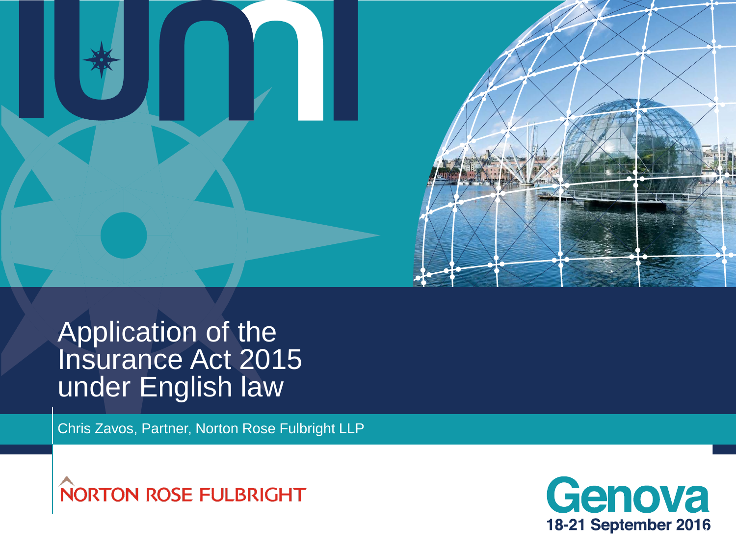# Application of the Insurance Act 2015 under English law

Chris Zavos, Partner, Norton Rose Fulbright LLP

NORTON ROSE FULBRIGHT

Genova
18-21 September 2016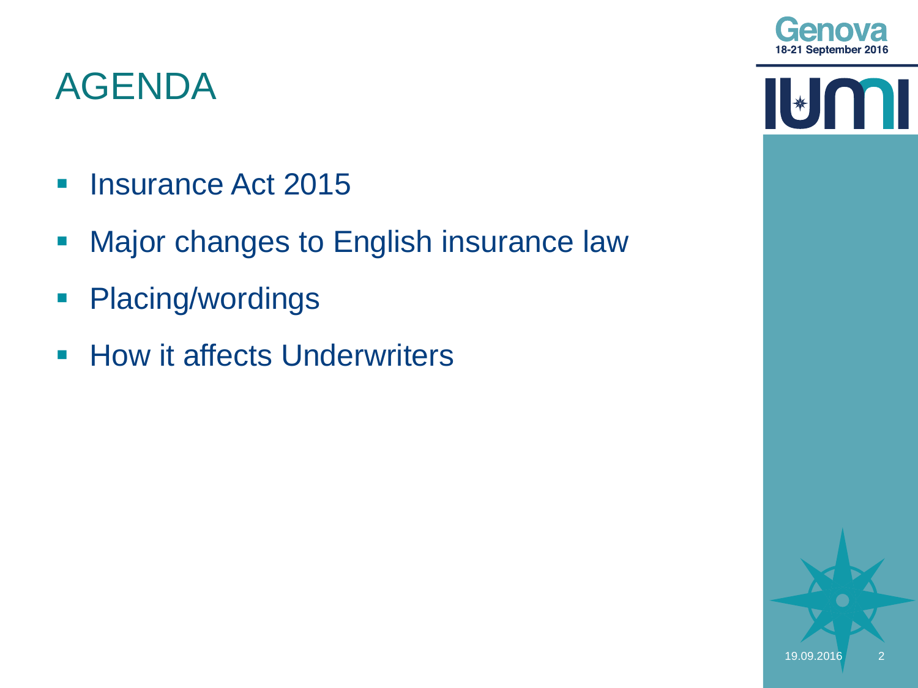# AGENDA

- Insurance Act 2015
- Major changes to English insurance law
- Placing/wordings
- How it affects Underwriters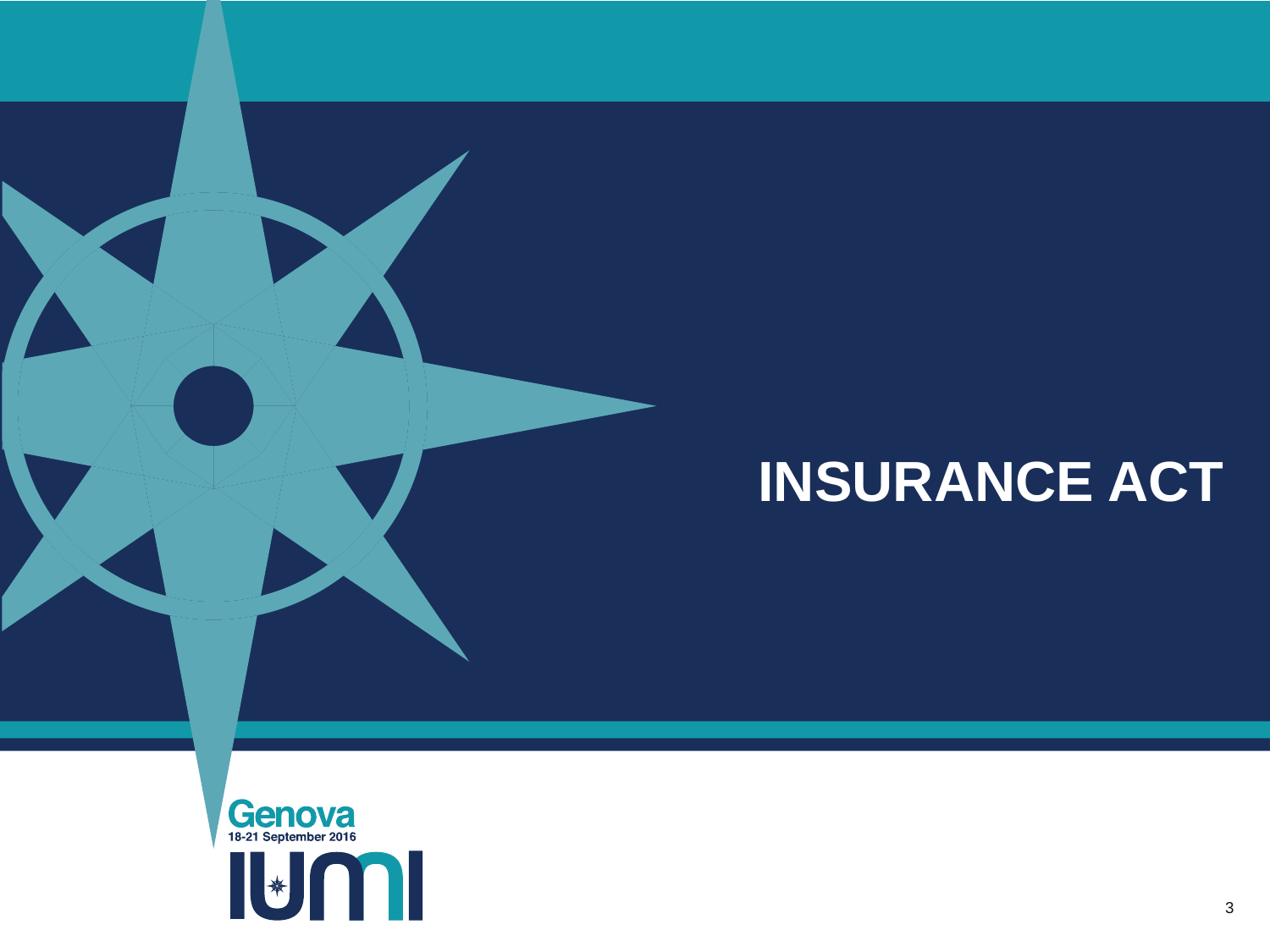# INSURANCE ACT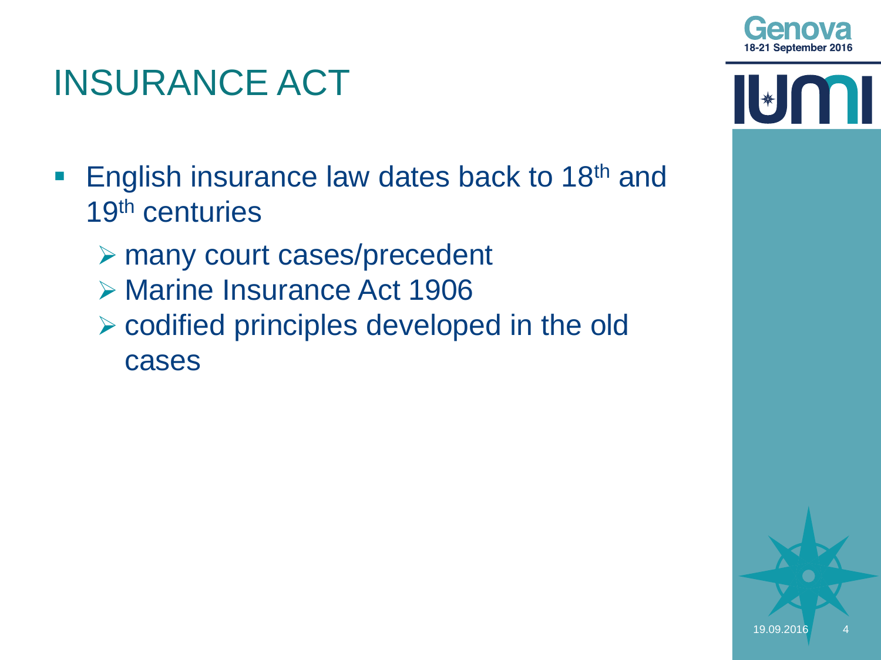# INSURANCE ACT

- English insurance law dates back to 18th and 19th centuries
  - many court cases/precedent
  - Marine Insurance Act 1906
  - codified principles developed in the old cases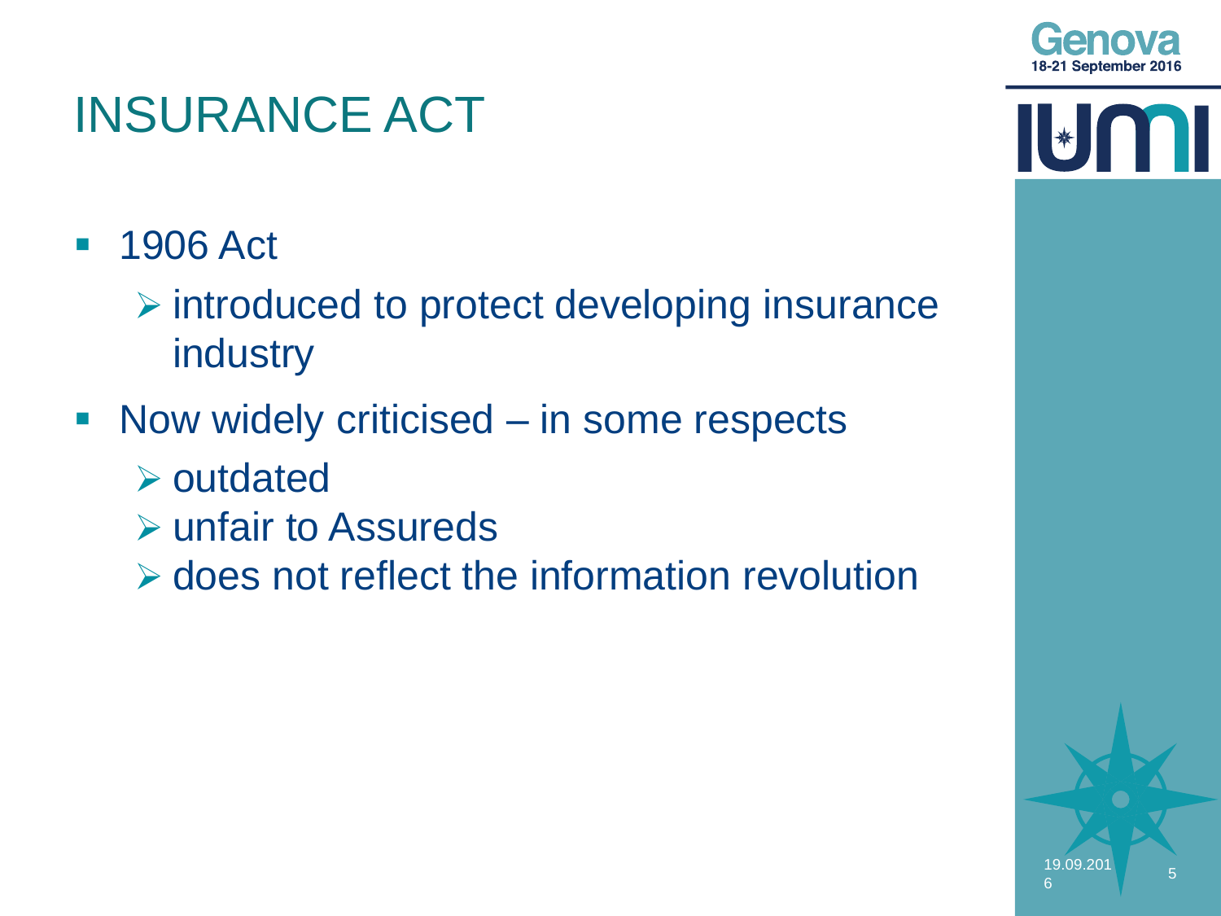# INSURANCE ACT

- 1906 Act
  - introduced to protect developing insurance industry
- Now widely criticised – in some respects
  - outdated
  - unfair to Assureds
  - does not reflect the information revolution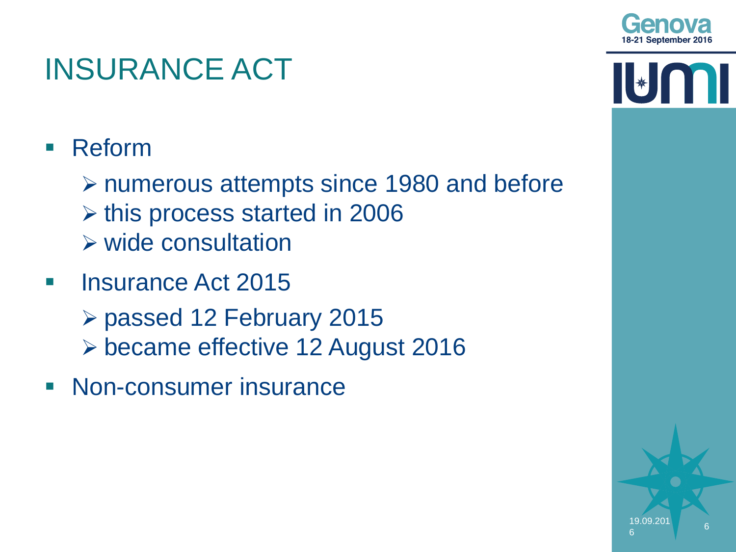# INSURANCE ACT

- Reform
  - numerous attempts since 1980 and before
  - this process started in 2006
  - wide consultation
- Insurance Act 2015
  - passed 12 February 2015
  - became effective 12 August 2016
- Non-consumer insurance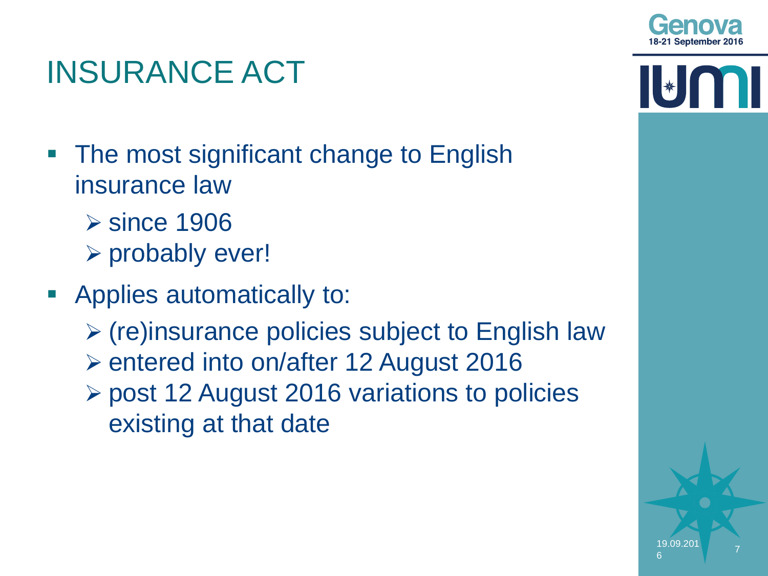# INSURANCE ACT

- The most significant change to English insurance law
  - since 1906
  - probably ever!
- Applies automatically to:
  - (re)insurance policies subject to English law
  - entered into on/after 12 August 2016
  - post 12 August 2016 variations to policies existing at that date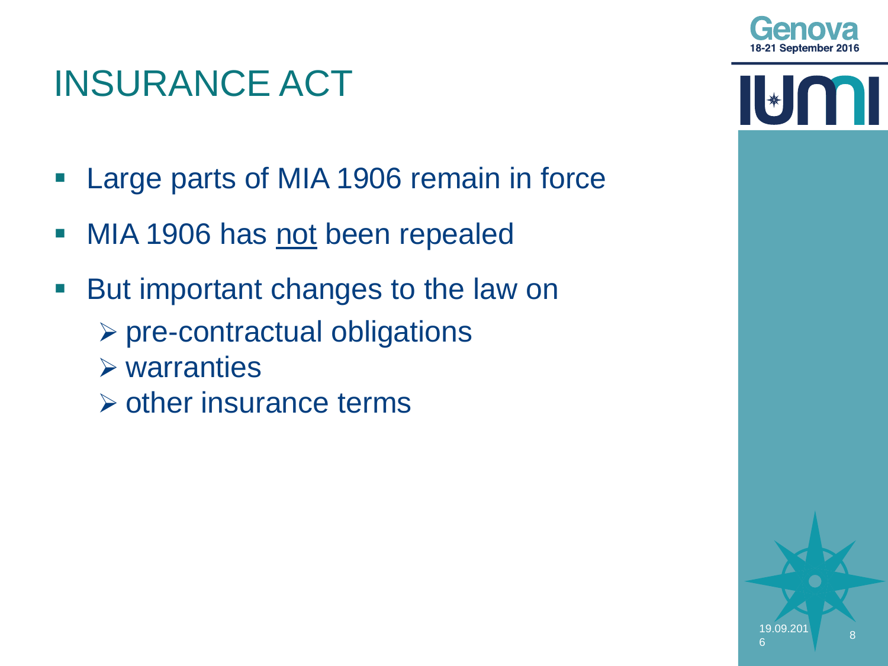# INSURANCE ACT

- Large parts of MIA 1906 remain in force
- MIA 1906 has not been repealed
- But important changes to the law on
  - pre-contractual obligations
  - warranties
  - other insurance terms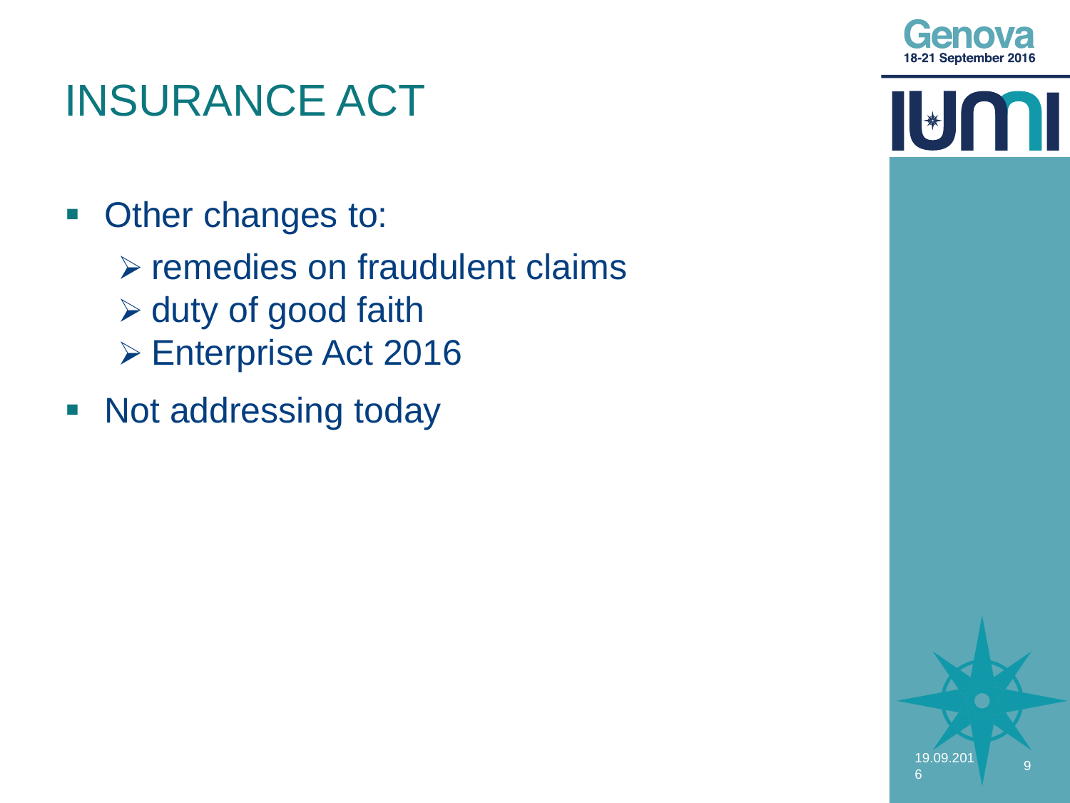# INSURANCE ACT

- Other changes to:
  - remedies on fraudulent claims
  - duty of good faith
  - Enterprise Act 2016
- Not addressing today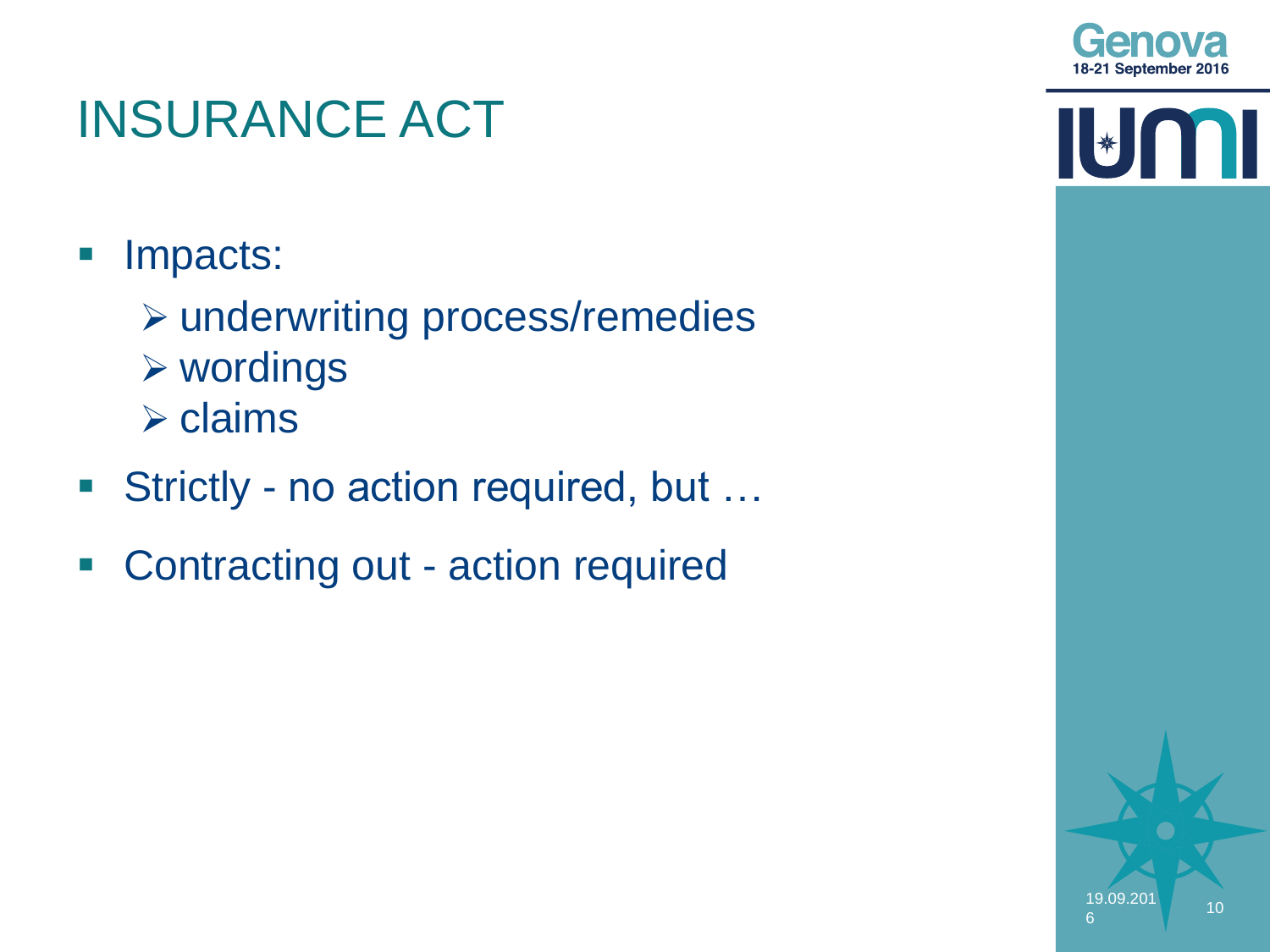# INSURANCE ACT

- Impacts:
  - underwriting process/remedies
  - wordings
  - claims
- Strictly - no action required, but …
- Contracting out - action required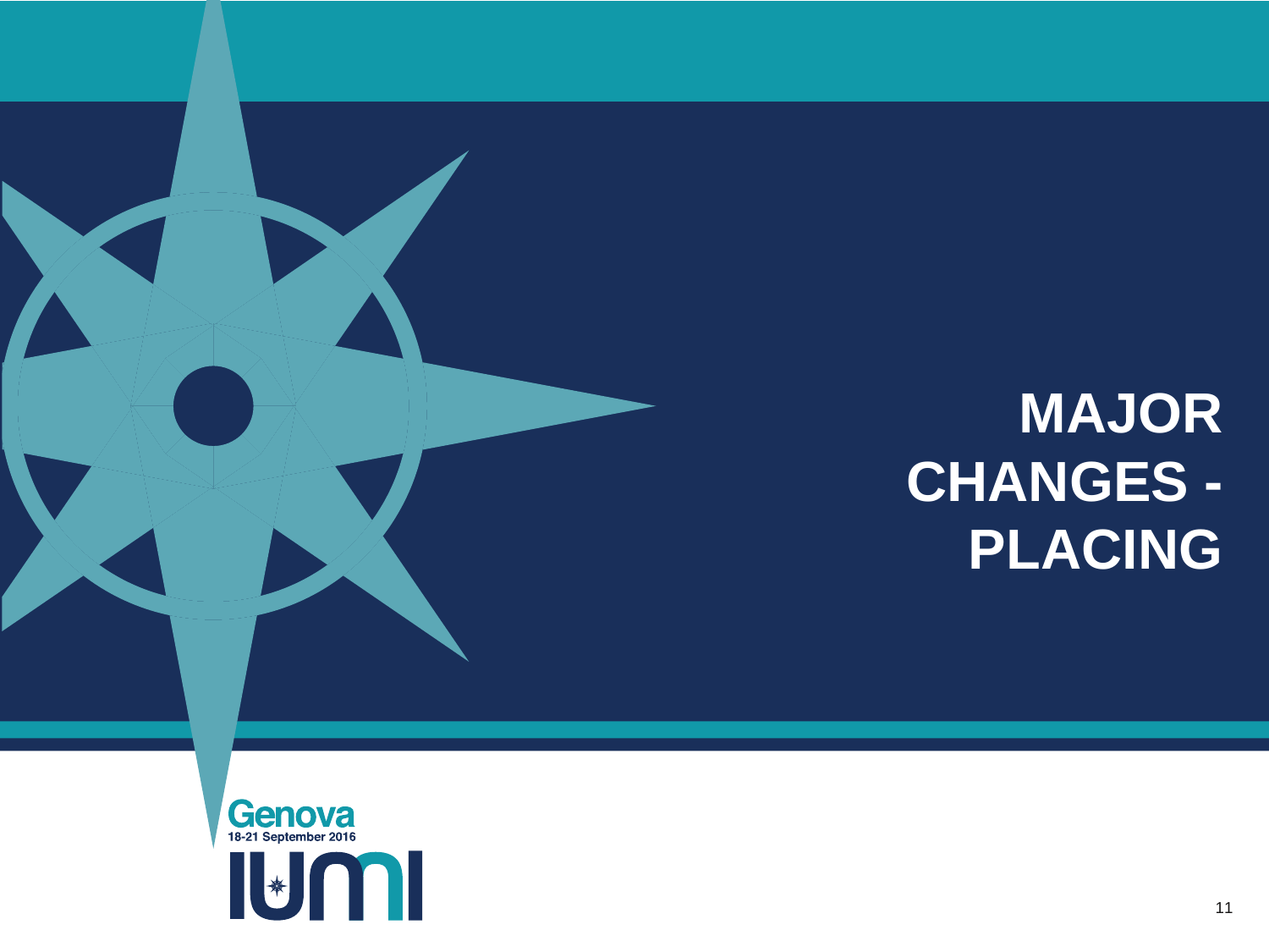# MAJOR CHANGES - PLACING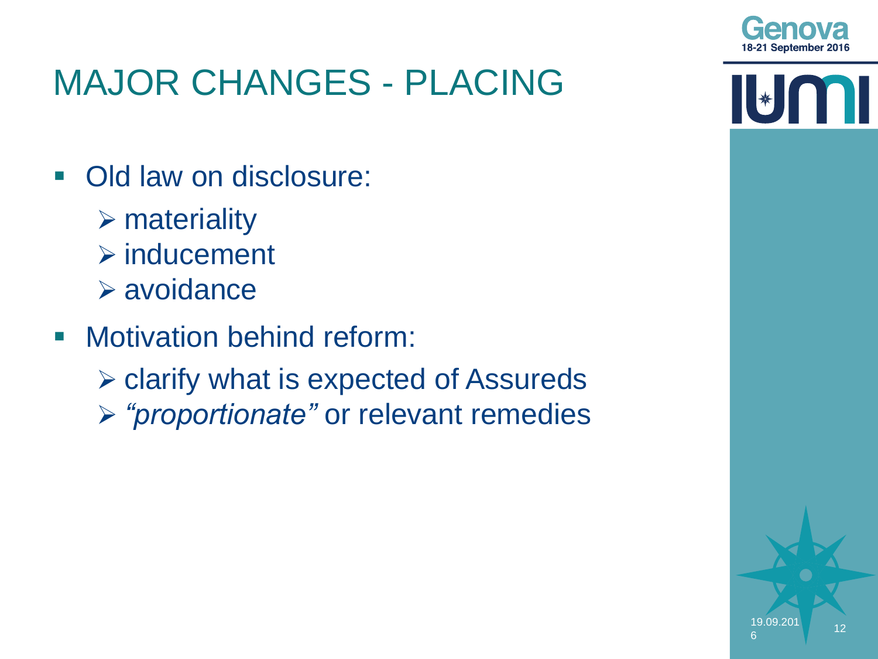# MAJOR CHANGES - PLACING

- Old law on disclosure:
  - materiality
  - inducement
  - avoidance
- Motivation behind reform:
  - clarify what is expected of Assureds
  - *"proportionate"* or relevant remedies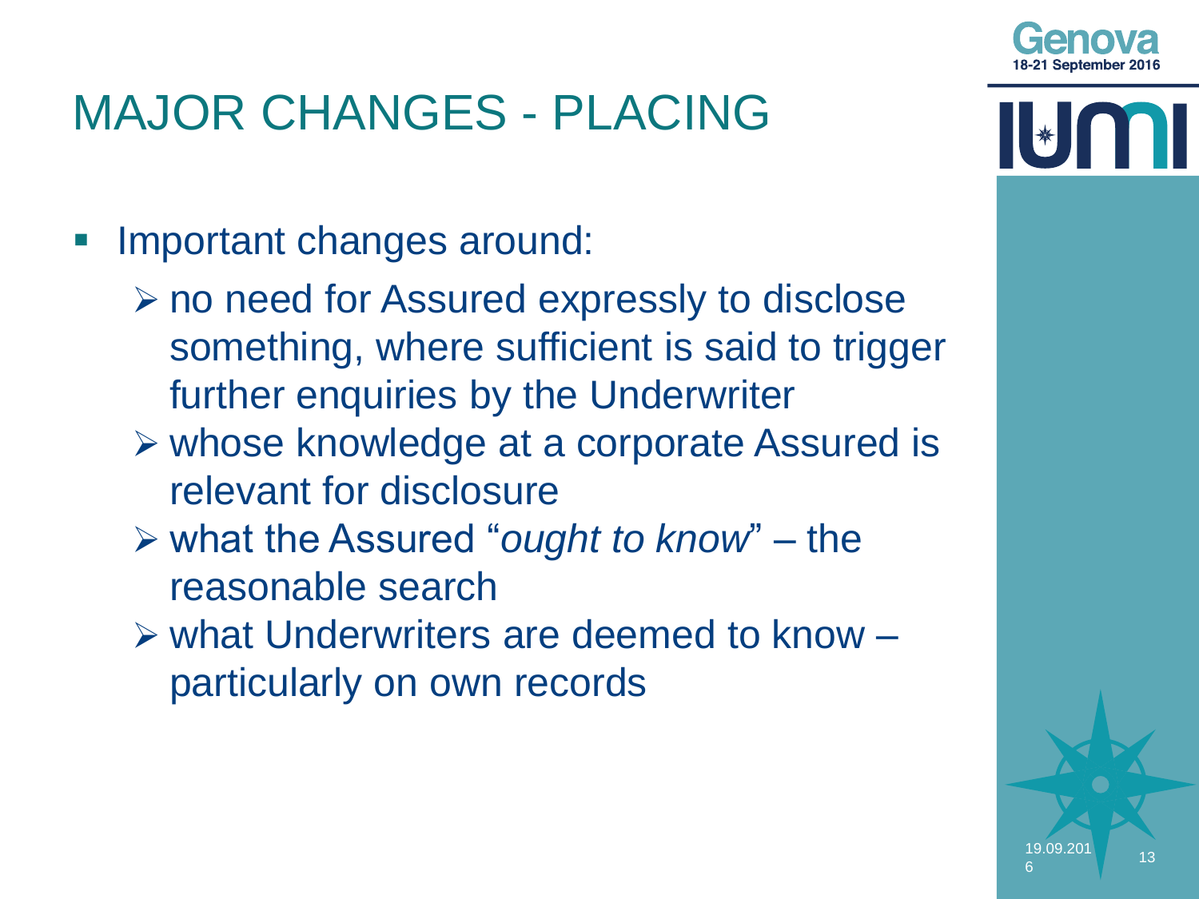# MAJOR CHANGES - PLACING

- Important changes around:
  - no need for Assured expressly to disclose something, where sufficient is said to trigger further enquiries by the Underwriter
  - whose knowledge at a corporate Assured is relevant for disclosure
  - what the Assured "*ought to know*" – the reasonable search
  - what Underwriters are deemed to know – particularly on own records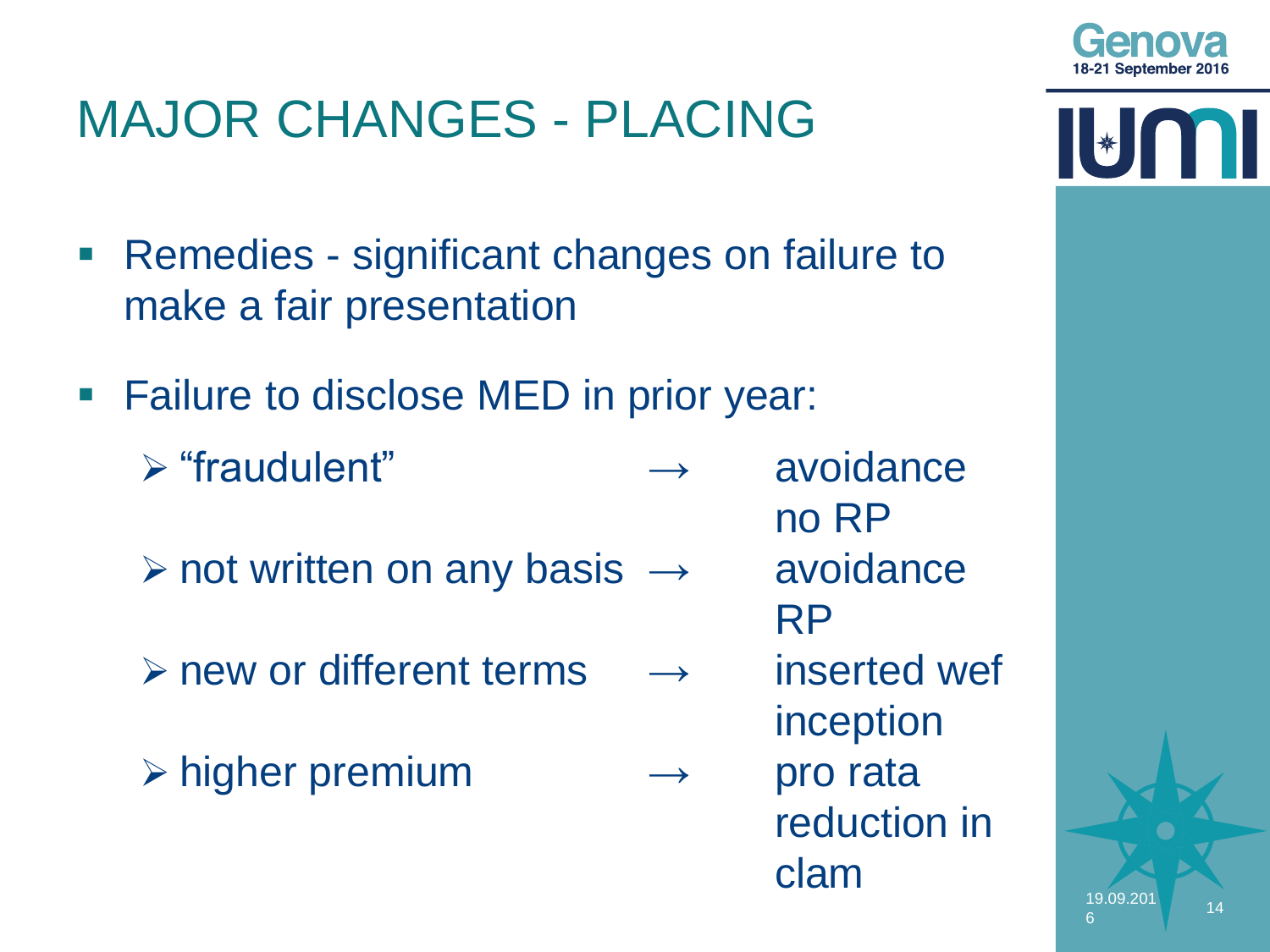# MAJOR CHANGES - PLACING

- Remedies - significant changes on failure to make a fair presentation
- Failure to disclose MED in prior year:
  - "fraudulent" → avoidance no RP
  - not written on any basis → avoidance RP
  - new or different terms → inserted wef inception
  - higher premium → pro rata reduction in clam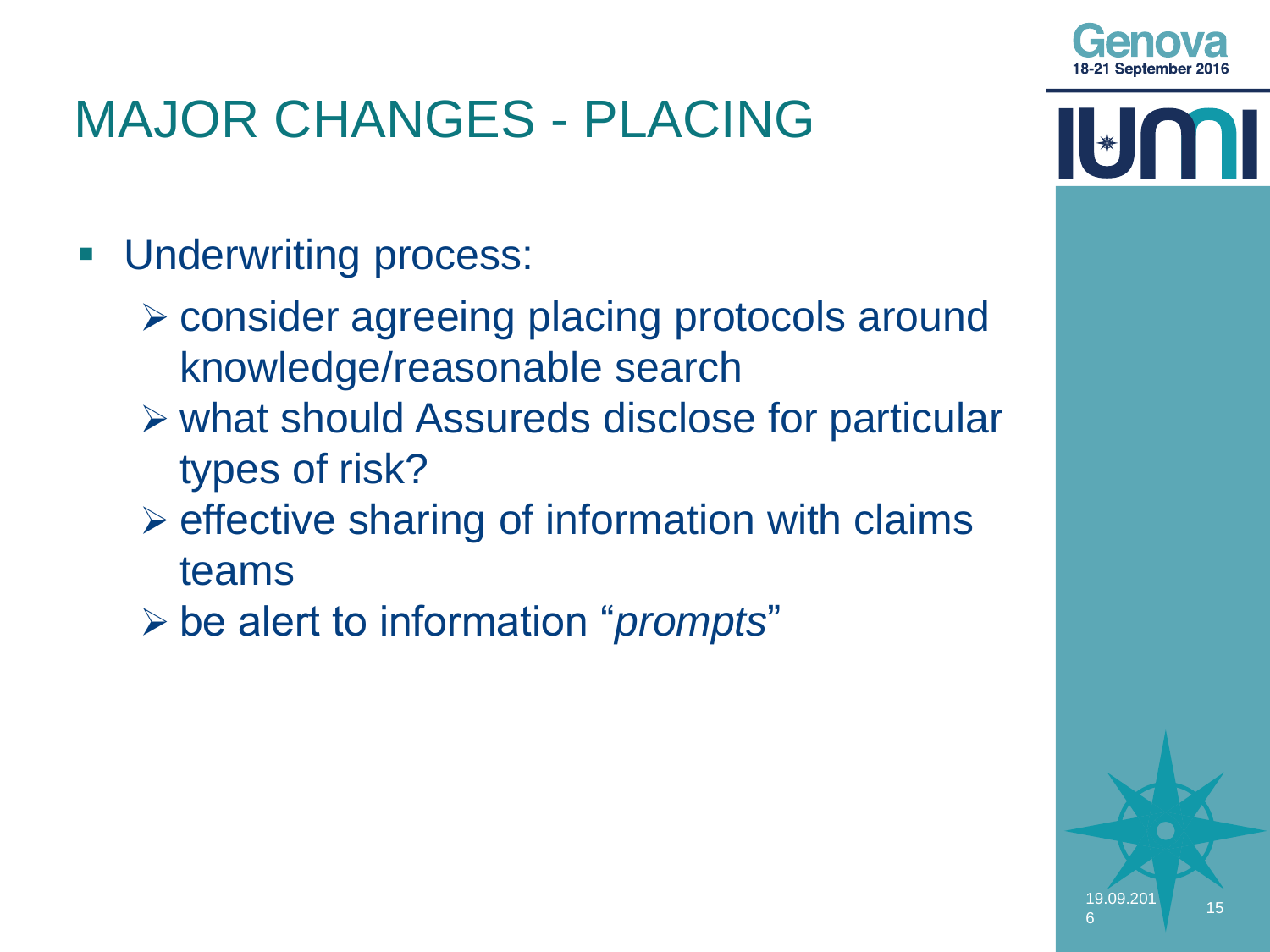# MAJOR CHANGES - PLACING

- Underwriting process:
  - consider agreeing placing protocols around knowledge/reasonable search
  - what should Assureds disclose for particular types of risk?
  - effective sharing of information with claims teams
  - be alert to information "*prompts*"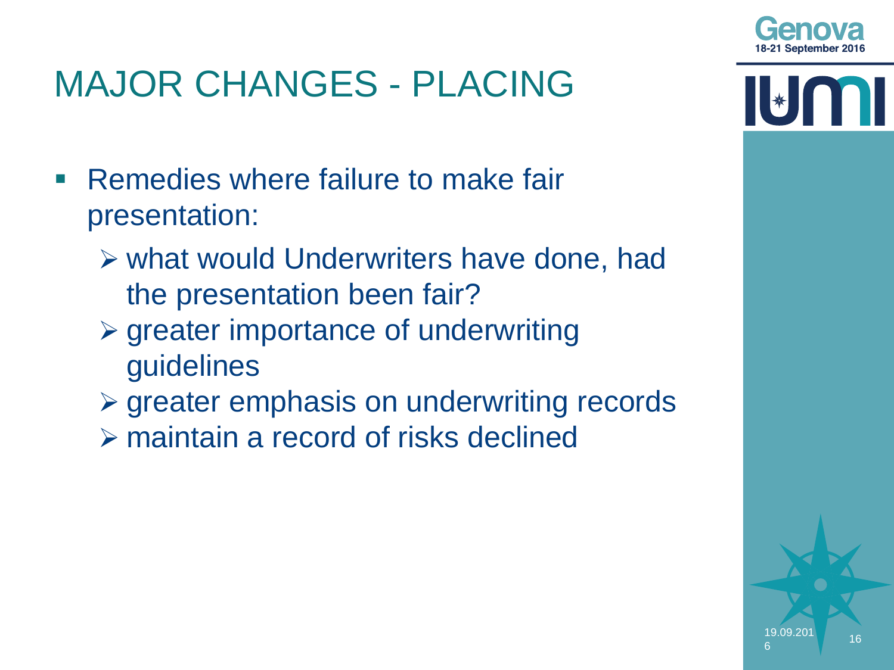# MAJOR CHANGES - PLACING

- Remedies where failure to make fair presentation:
  - what would Underwriters have done, had the presentation been fair?
  - greater importance of underwriting guidelines
  - greater emphasis on underwriting records
  - maintain a record of risks declined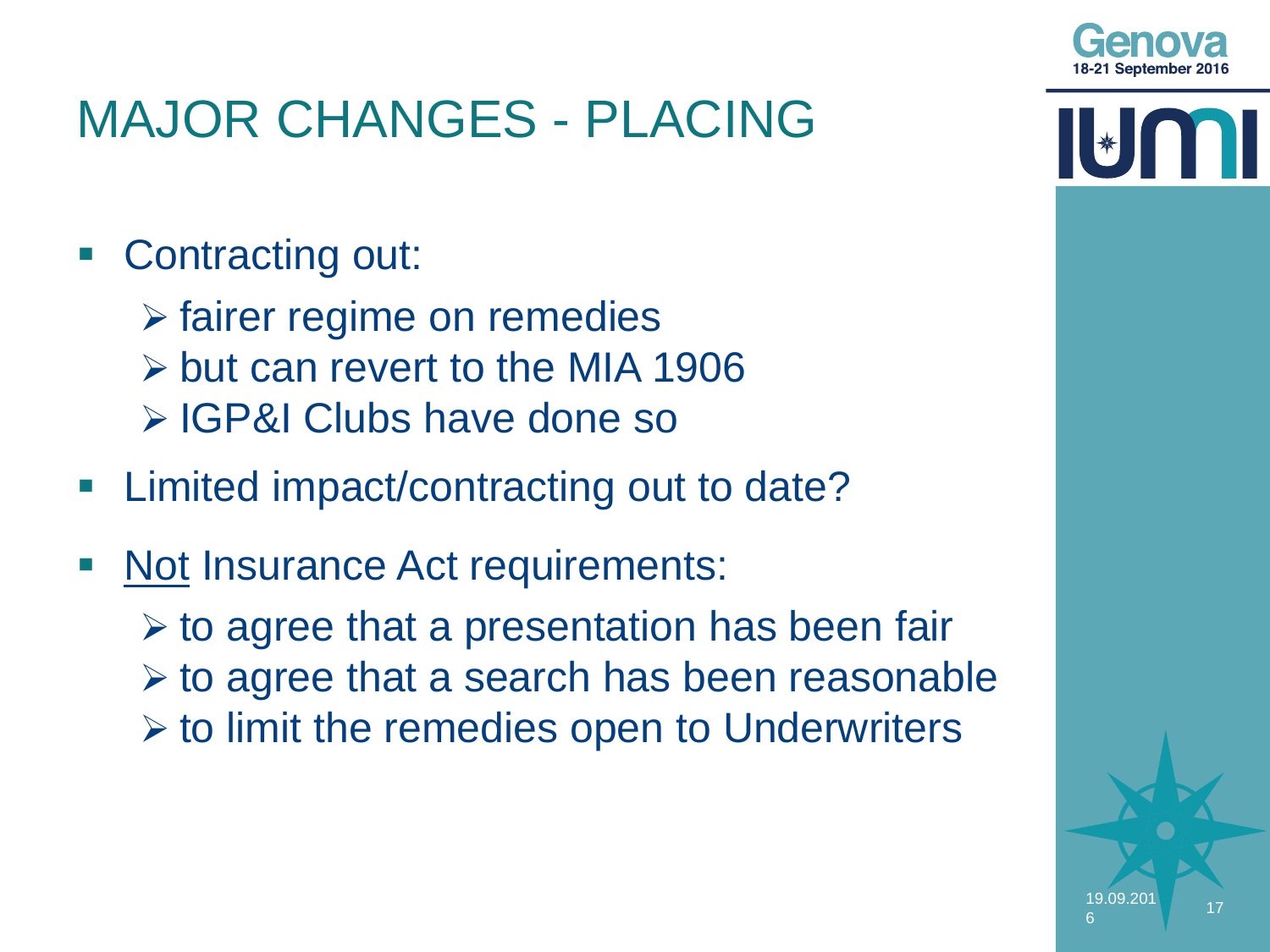# MAJOR CHANGES - PLACING

- Contracting out:
  - fairer regime on remedies
  - but can revert to the MIA 1906
  - IGP&I Clubs have done so
- Limited impact/contracting out to date?
- <u>Not</u> Insurance Act requirements:
  - to agree that a presentation has been fair
  - to agree that a search has been reasonable
  - to limit the remedies open to Underwriters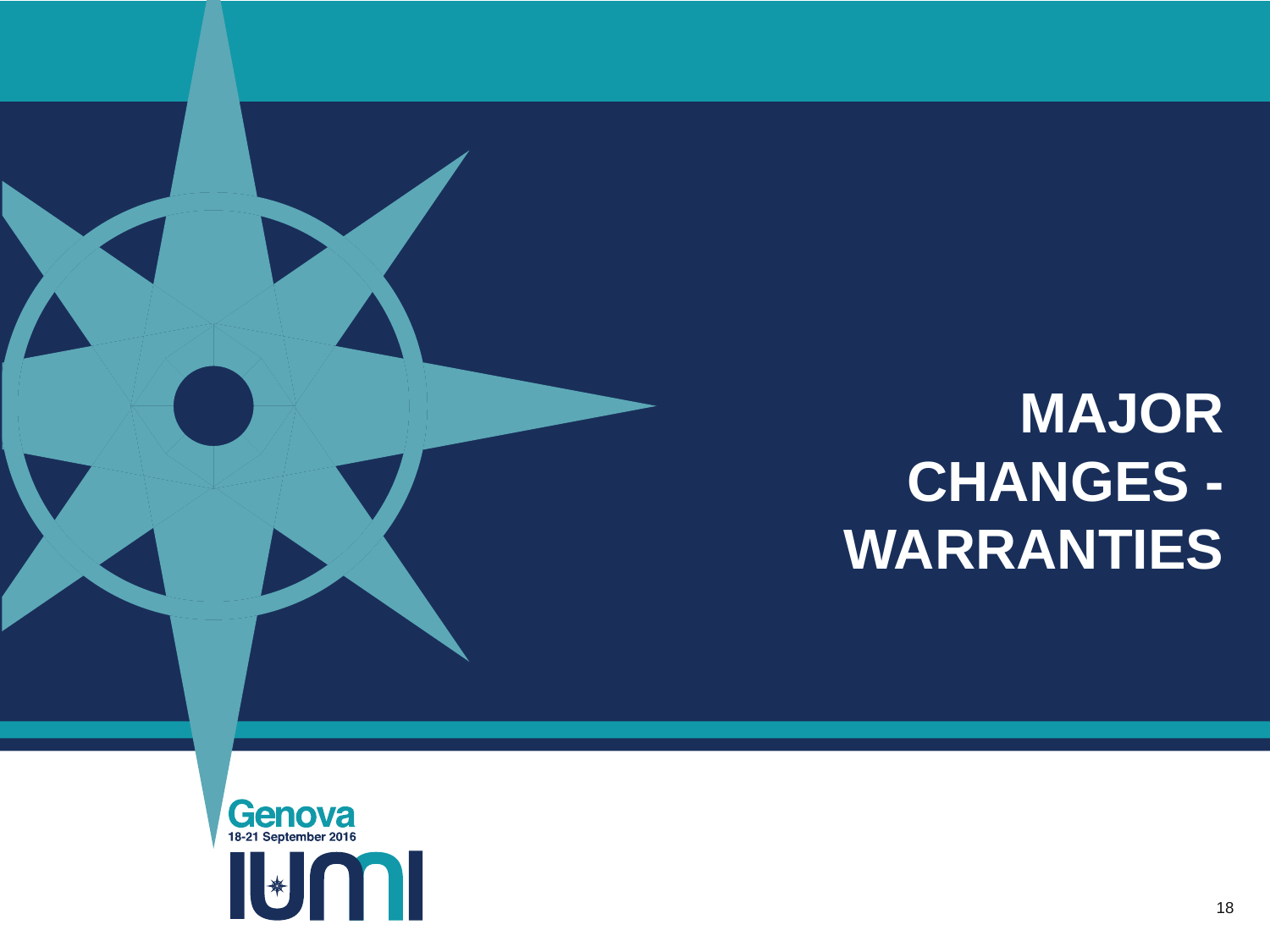# MAJOR CHANGES - WARRANTIES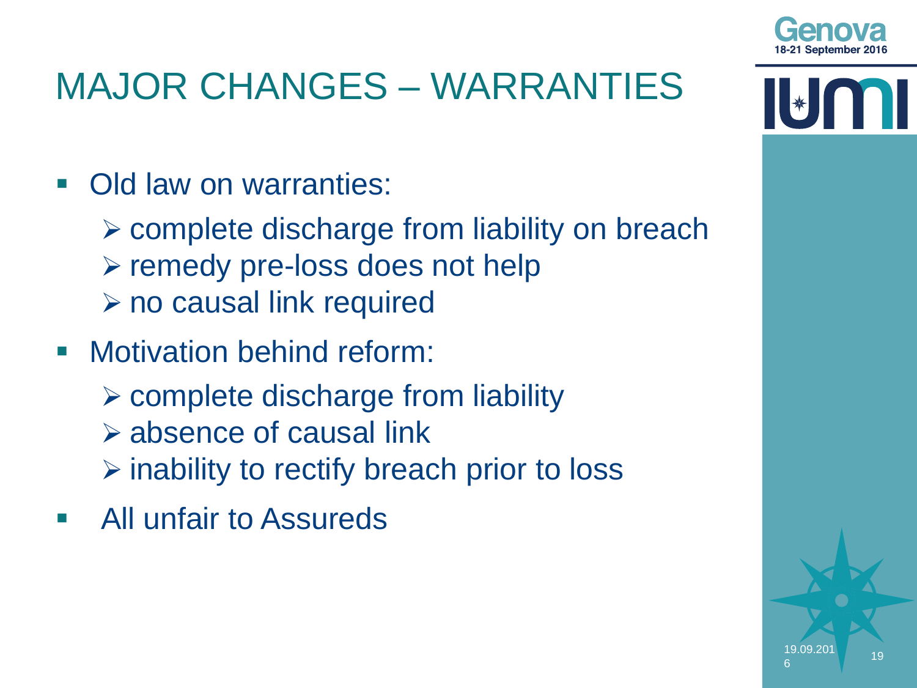# MAJOR CHANGES – WARRANTIES

- Old law on warranties:
  - complete discharge from liability on breach
  - remedy pre-loss does not help
  - no causal link required
- Motivation behind reform:
  - complete discharge from liability
  - absence of causal link
  - inability to rectify breach prior to loss
- All unfair to Assureds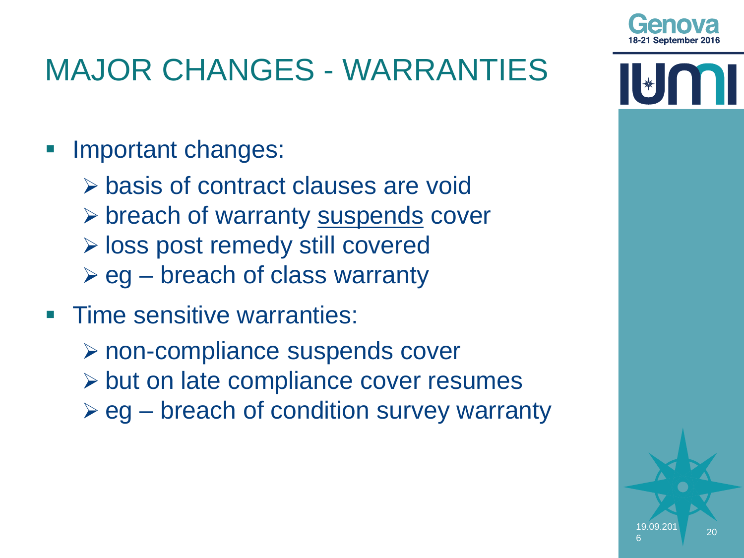# MAJOR CHANGES - WARRANTIES

- Important changes:
  - basis of contract clauses are void
  - breach of warranty <u>suspends</u> cover
  - loss post remedy still covered
  - eg – breach of class warranty
- Time sensitive warranties:
  - non-compliance suspends cover
  - but on late compliance cover resumes
  - eg – breach of condition survey warranty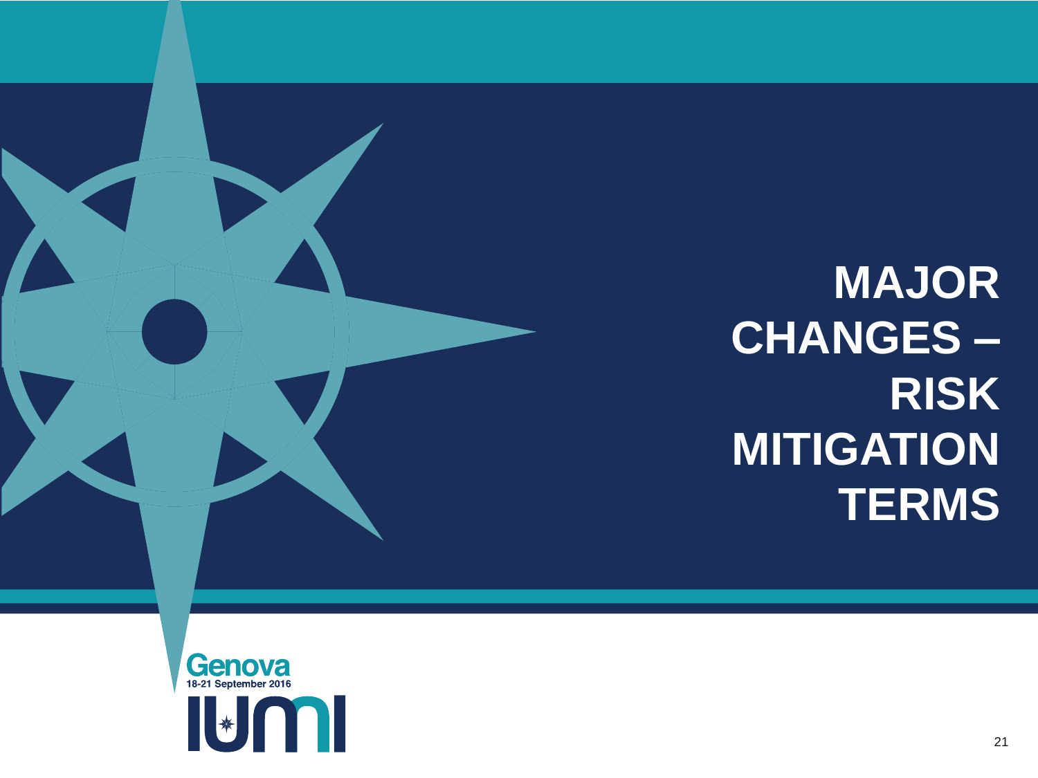# MAJOR CHANGES – RISK MITIGATION TERMS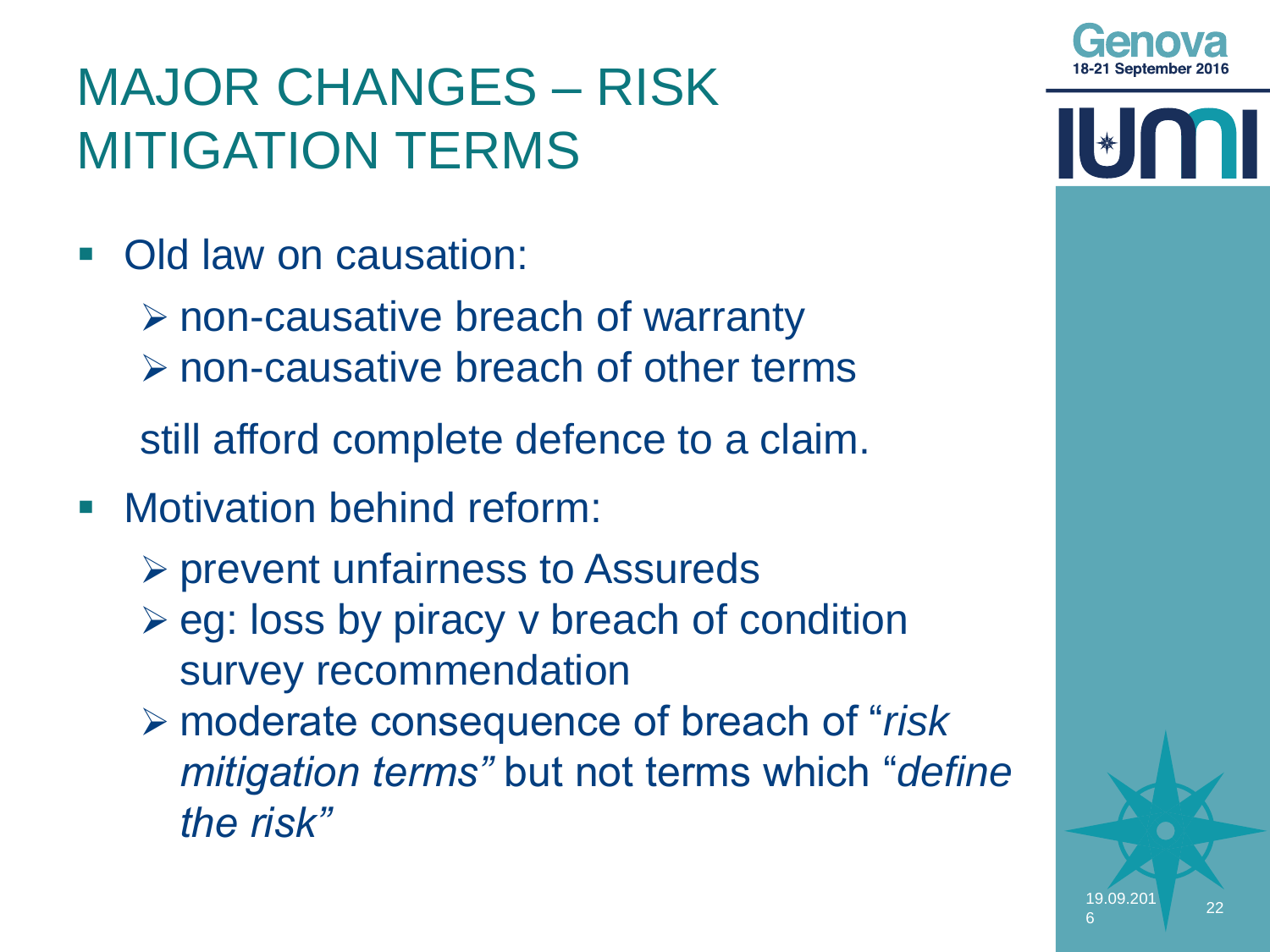# MAJOR CHANGES – RISK MITIGATION TERMS

- Old law on causation:
  - non-causative breach of warranty
  - non-causative breach of other terms

  still afford complete defence to a claim.

- Motivation behind reform:
  - prevent unfairness to Assureds
  - eg: loss by piracy v breach of condition survey recommendation
  - moderate consequence of breach of "*risk mitigation terms"* but not terms which "*define the risk"*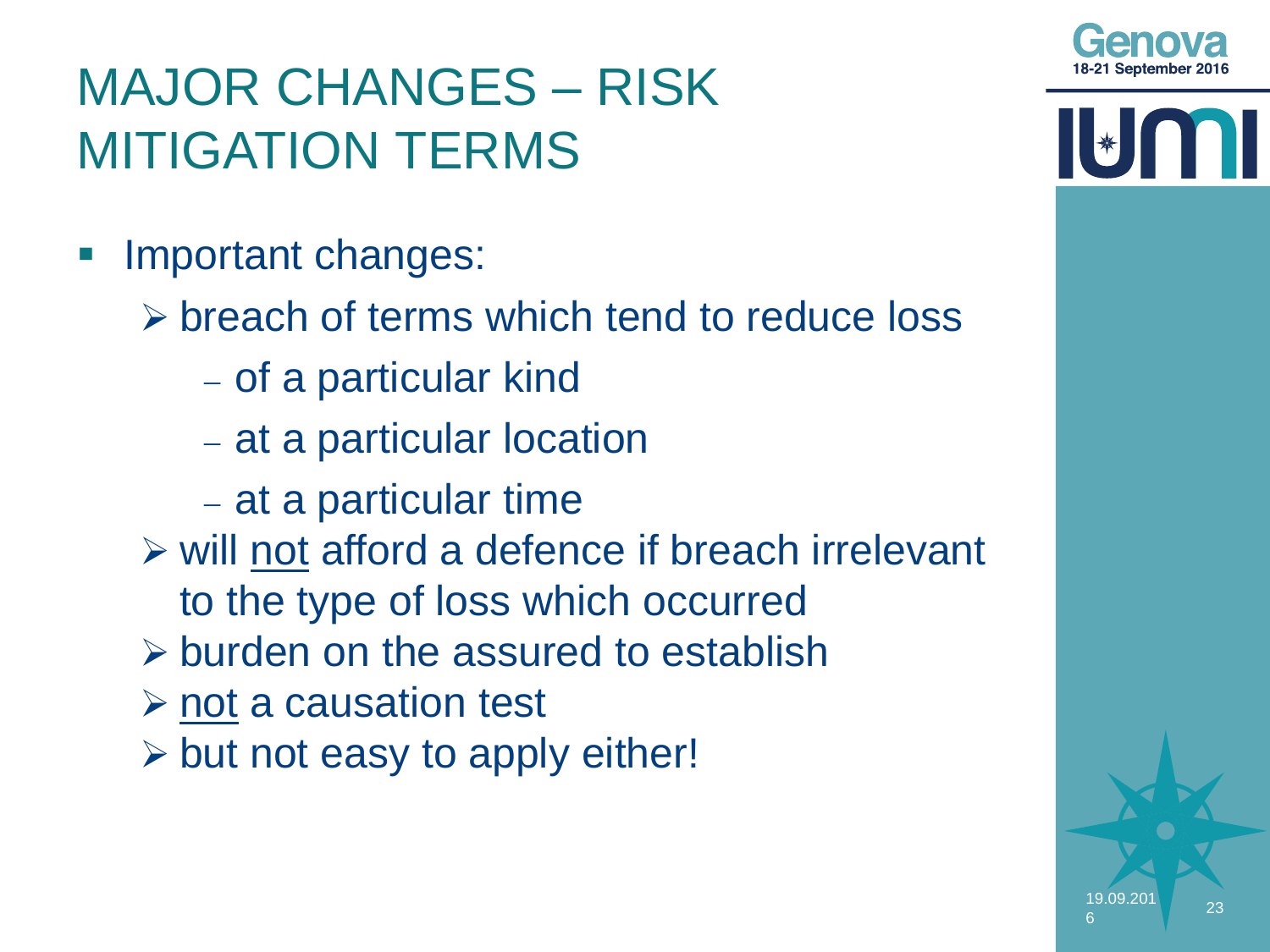# MAJOR CHANGES – RISK MITIGATION TERMS

- Important changes:
  - breach of terms which tend to reduce loss
    - of a particular kind
    - at a particular location
    - at a particular time
  - will not afford a defence if breach irrelevant to the type of loss which occurred
  - burden on the assured to establish
  - not a causation test
  - but not easy to apply either!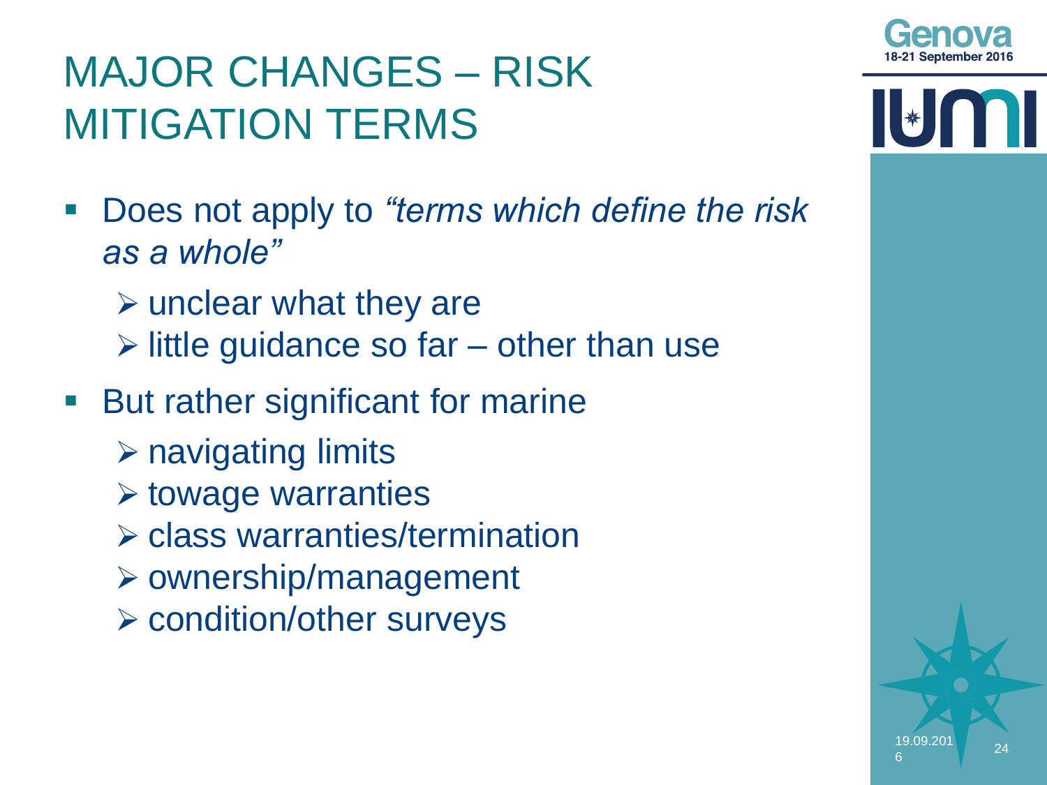# MAJOR CHANGES – RISK MITIGATION TERMS

- Does not apply to *"terms which define the risk as a whole"*
  - unclear what they are
  - little guidance so far – other than use
- But rather significant for marine
  - navigating limits
  - towage warranties
  - class warranties/termination
  - ownership/management
  - condition/other surveys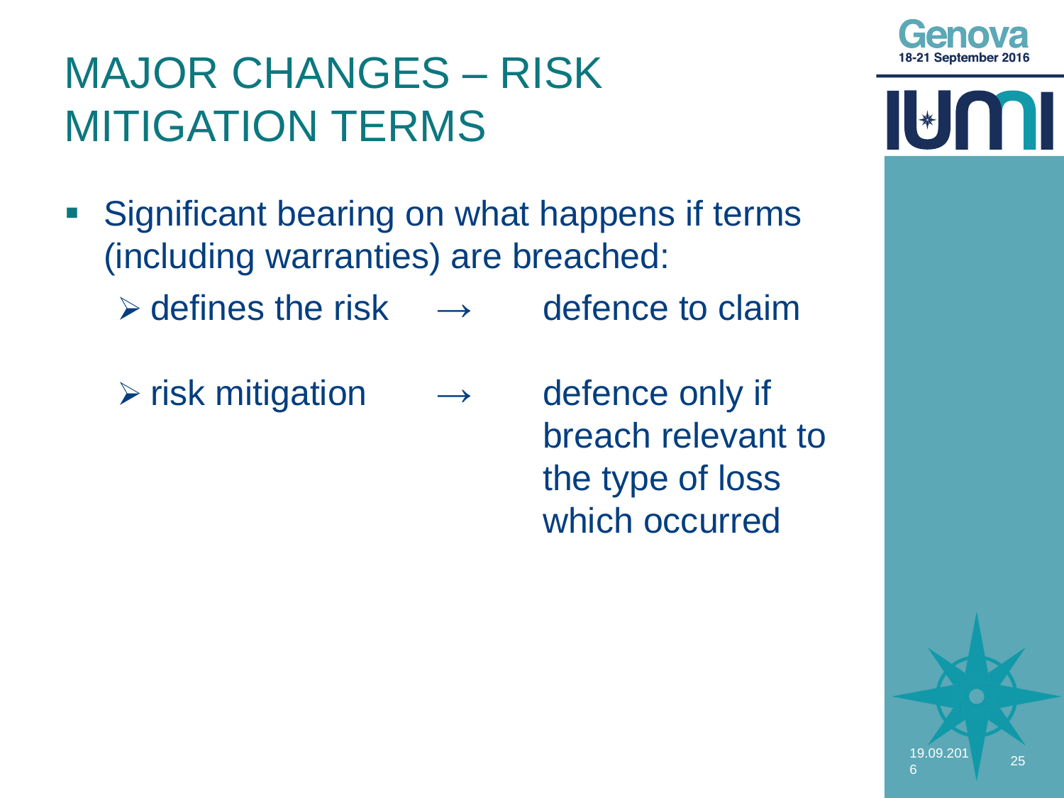# MAJOR CHANGES – RISK MITIGATION TERMS

- Significant bearing on what happens if terms (including warranties) are breached:
  - defines the risk → defence to claim
  - risk mitigation → defence only if breach relevant to the type of loss which occurred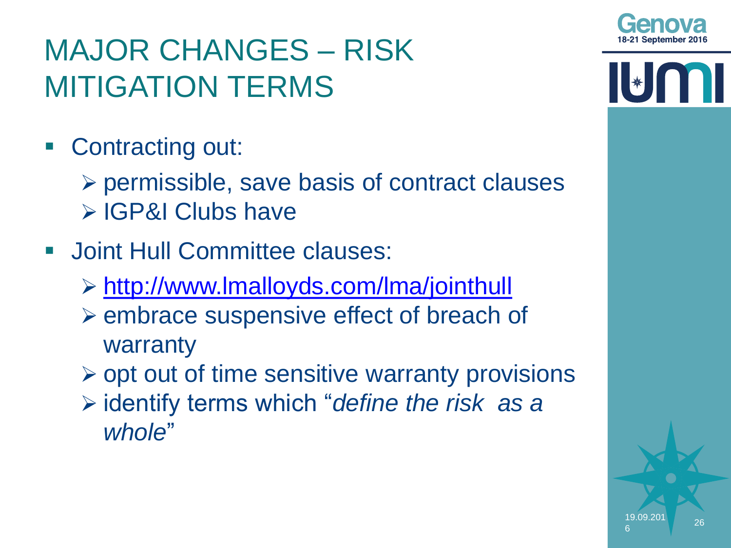# MAJOR CHANGES – RISK MITIGATION TERMS

- Contracting out:
  - permissible, save basis of contract clauses
  - IGP&I Clubs have
- Joint Hull Committee clauses:
  - [http://www.lmalloyds.com/lma/jointhull](http://www.lmalloyds.com/lma/jointhull)
  - embrace suspensive effect of breach of warranty
  - opt out of time sensitive warranty provisions
  - identify terms which "*define the risk as a whole*"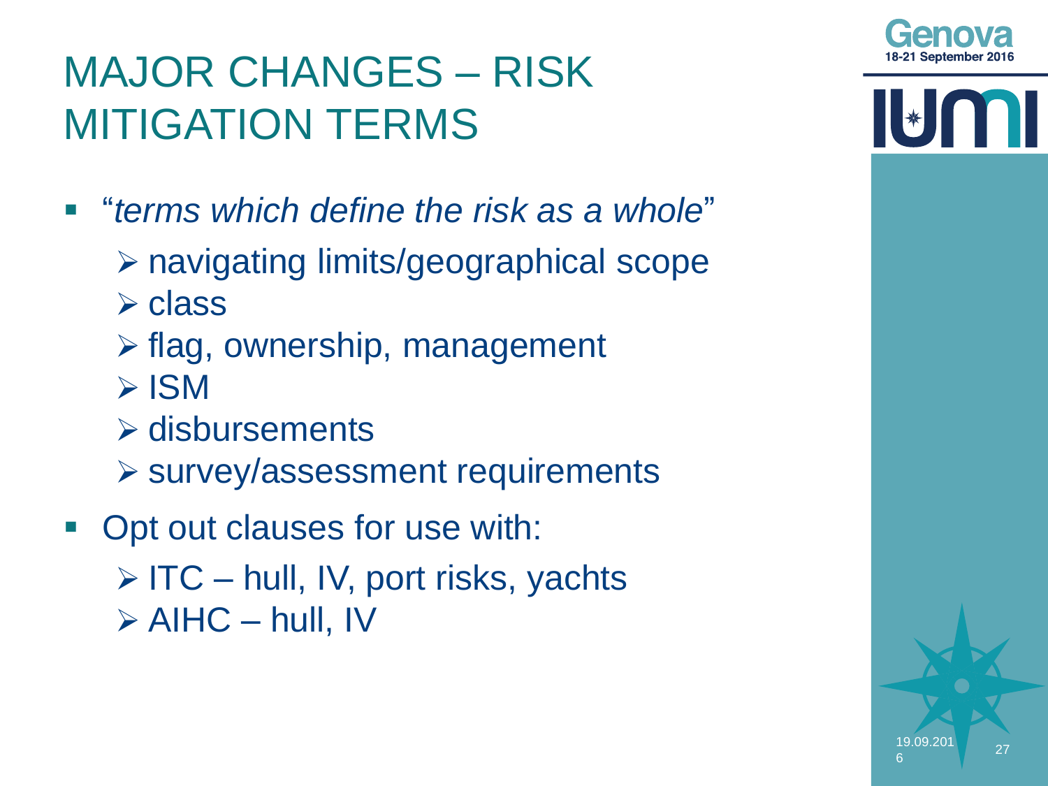# MAJOR CHANGES – RISK MITIGATION TERMS

- "*terms which define the risk as a whole*"
  - navigating limits/geographical scope
  - class
  - flag, ownership, management
  - ISM
  - disbursements
  - survey/assessment requirements
- Opt out clauses for use with:
  - ITC – hull, IV, port risks, yachts
  - AIHC – hull, IV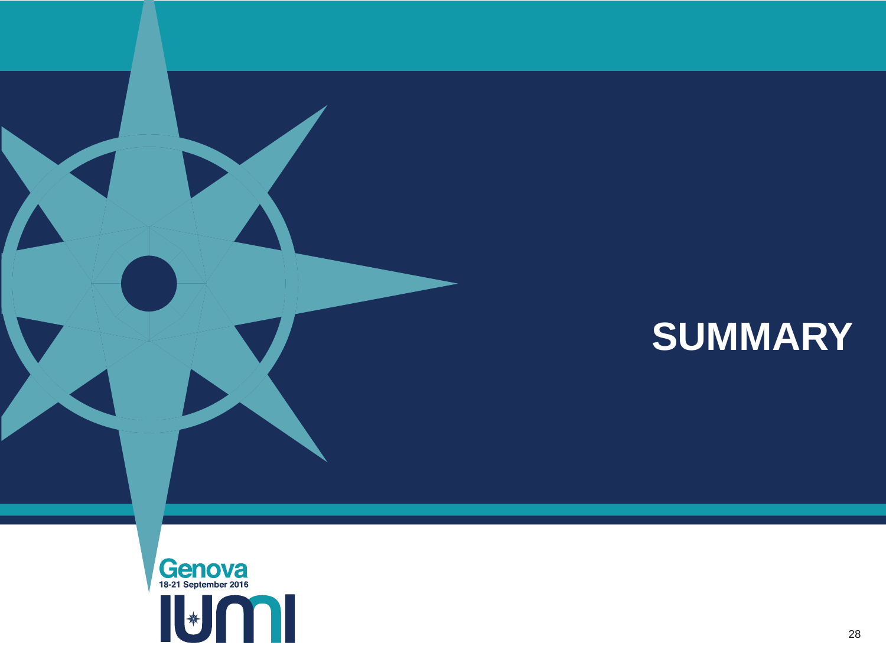# SUMMARY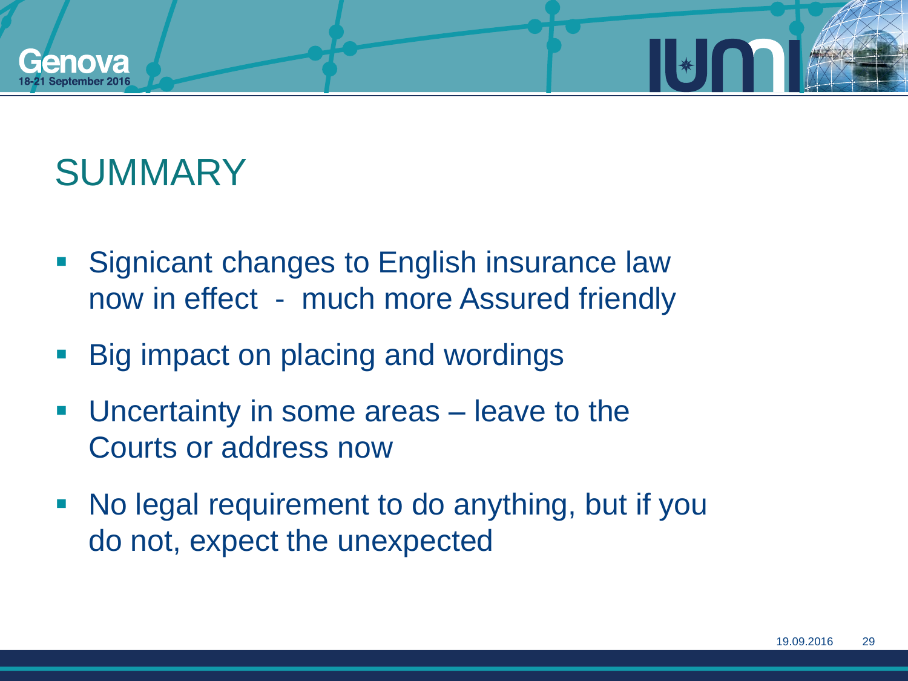# SUMMARY

- Signicant changes to English insurance law now in effect - much more Assured friendly
- Big impact on placing and wordings
- Uncertainty in some areas – leave to the Courts or address now
- No legal requirement to do anything, but if you do not, expect the unexpected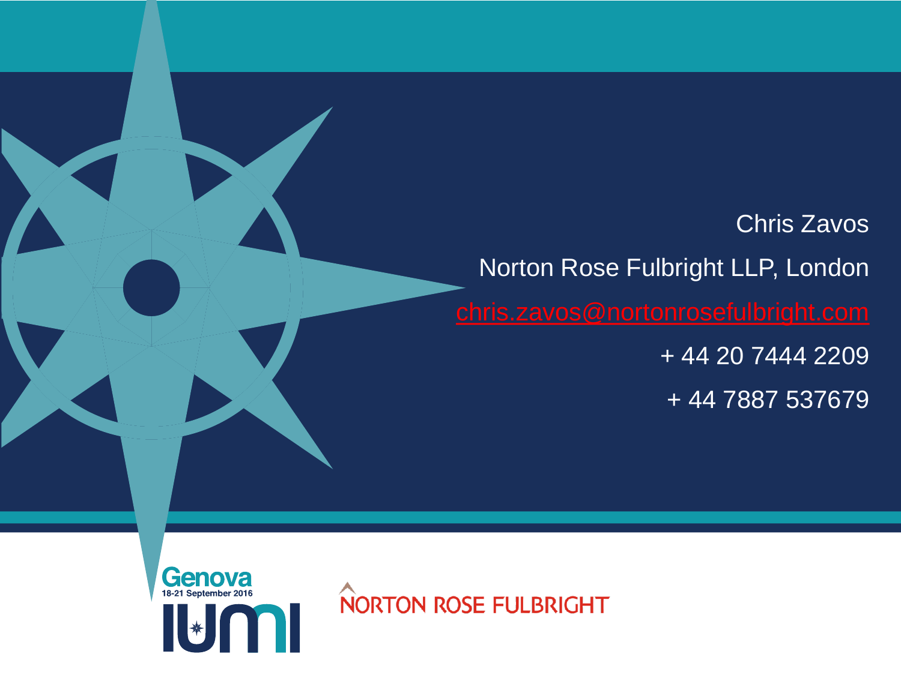Chris Zavos

Norton Rose Fulbright LLP, London

chris.zavos@nortonrosefulbright.com

+ 44 20 7444 2209

+ 44 7887 537679

Genova
18-21 September 2016
IUMI

NORTON ROSE FULBRIGHT